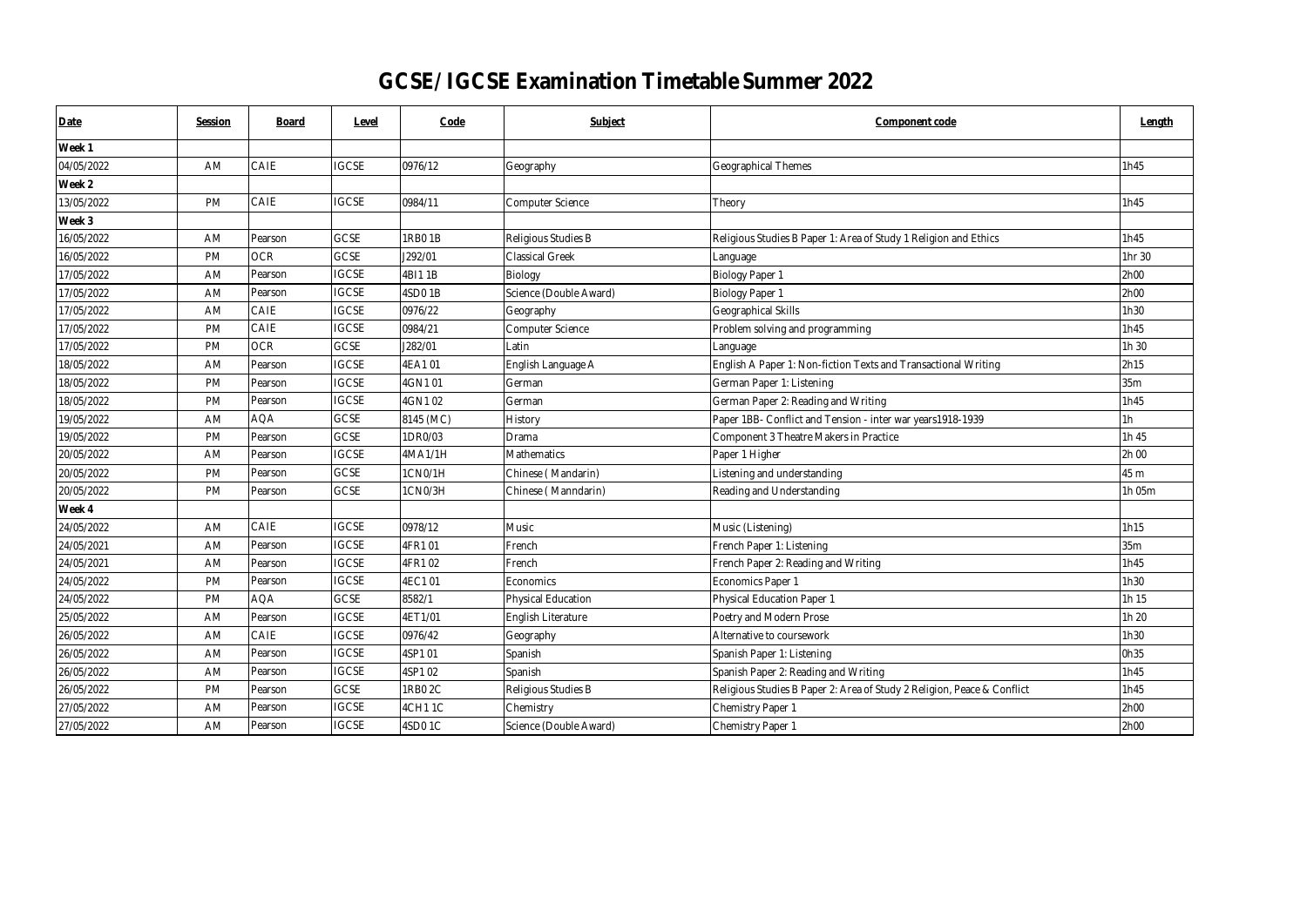# GCSE/ IGCSE Examination Timetable Summer 2022

| Date | Session | Board | Level | Code | Subject | Component code | Length |
|---|---|---|---|---|---|---|---|
| **Week 1** | | | | | | | |
| 04/05/2022 | AM | CAIE | IGCSE | 0976/12 | Geography | Geographical Themes | 1h45 |
| **Week 2** | | | | | | | |
| 13/05/2022 | PM | CAIE | IGCSE | 0984/11 | Computer Science | Theory | 1h45 |
| **Week 3** | | | | | | | |
| 16/05/2022 | AM | Pearson | GCSE | 1RB0 1B | Religious Studies B | Religious Studies B Paper 1: Area of Study 1 Religion and Ethics | 1h45 |
| 16/05/2022 | PM | OCR | GCSE | J292/01 | Classical Greek | Language | 1hr 30 |
| 17/05/2022 | AM | Pearson | IGCSE | 4BI1 1B | Biology | Biology Paper 1 | 2h00 |
| 17/05/2022 | AM | Pearson | IGCSE | 4SD0 1B | Science (Double Award) | Biology Paper 1 | 2h00 |
| 17/05/2022 | AM | CAIE | IGCSE | 0976/22 | Geography | Geographical Skills | 1h30 |
| 17/05/2022 | PM | CAIE | IGCSE | 0984/21 | Computer Science | Problem solving and programming | 1h45 |
| 17/05/2022 | PM | OCR | GCSE | J282/01 | Latin | Language | 1h 30 |
| 18/05/2022 | AM | Pearson | IGCSE | 4EA1 01 | English Language A | English A Paper 1: Non-fiction Texts and Transactional Writing | 2h15 |
| 18/05/2022 | PM | Pearson | IGCSE | 4GN1 01 | German | German Paper 1: Listening | 35m |
| 18/05/2022 | PM | Pearson | IGCSE | 4GN1 02 | German | German Paper 2: Reading and Writing | 1h45 |
| 19/05/2022 | AM | AQA | GCSE | 8145 (MC) | History | Paper 1BB- Conflict and Tension - inter war years1918-1939 | 1h |
| 19/05/2022 | PM | Pearson | GCSE | 1DR0/03 | Drama | Component 3 Theatre Makers in Practice | 1h 45 |
| 20/05/2022 | AM | Pearson | IGCSE | 4MA1/1H | Mathematics | Paper 1 Higher | 2h 00 |
| 20/05/2022 | PM | Pearson | GCSE | 1CN0/1H | Chinese ( Mandarin) | Listening and understanding | 45 m |
| 20/05/2022 | PM | Pearson | GCSE | 1CN0/3H | Chinese ( Manndarin) | Reading and Understanding | 1h 05m |
| **Week 4** | | | | | | | |
| 24/05/2022 | AM | CAIE | IGCSE | 0978/12 | Music | Music (Listening) | 1h15 |
| 24/05/2021 | AM | Pearson | IGCSE | 4FR1 01 | French | French Paper 1: Listening | 35m |
| 24/05/2021 | AM | Pearson | IGCSE | 4FR1 02 | French | French Paper 2: Reading and Writing | 1h45 |
| 24/05/2022 | PM | Pearson | IGCSE | 4EC1 01 | Economics | Economics Paper 1 | 1h30 |
| 24/05/2022 | PM | AQA | GCSE | 8582/1 | Physical Education | Physical Education Paper 1 | 1h 15 |
| 25/05/2022 | AM | Pearson | IGCSE | 4ET1/01 | English Literature | Poetry and Modern Prose | 1h 20 |
| 26/05/2022 | AM | CAIE | IGCSE | 0976/42 | Geography | Alternative to coursework | 1h30 |
| 26/05/2022 | AM | Pearson | IGCSE | 4SP1 01 | Spanish | Spanish Paper 1: Listening | 0h35 |
| 26/05/2022 | AM | Pearson | IGCSE | 4SP1 02 | Spanish | Spanish Paper 2: Reading and Writing | 1h45 |
| 26/05/2022 | PM | Pearson | GCSE | 1RB0 2C | Religious Studies B | Religious Studies B Paper 2: Area of Study 2 Religion, Peace & Conflict | 1h45 |
| 27/05/2022 | AM | Pearson | IGCSE | 4CH1 1C | Chemistry | Chemistry Paper 1 | 2h00 |
| 27/05/2022 | AM | Pearson | IGCSE | 4SD0 1C | Science (Double Award) | Chemistry Paper 1 | 2h00 |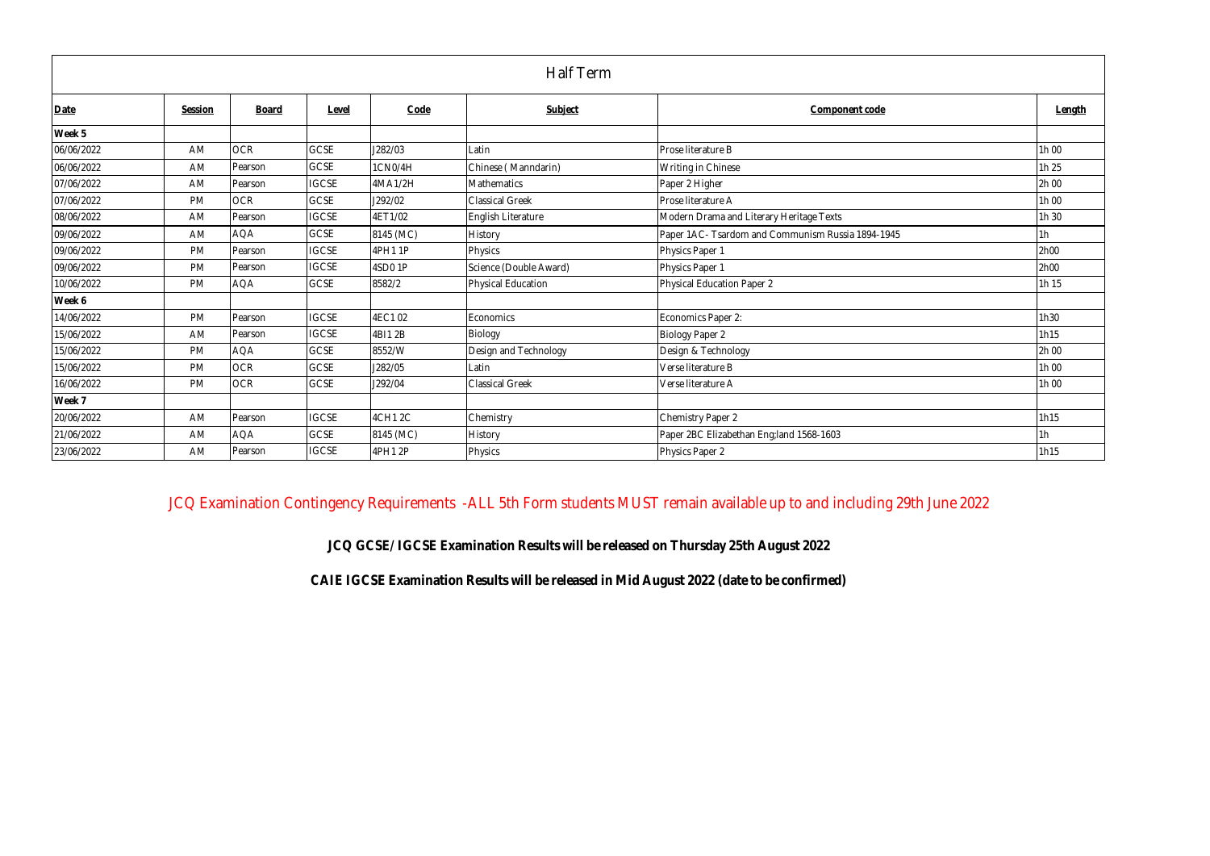| Half Term | | | | | | | |
|---|---|---|---|---|---|---|---|
| **Date** | **Session** | **Board** | **Level** | **Code** | **Subject** | **Component code** | **Length** |
| **Week 5** | | | | | | | |
| 06/06/2022 | AM | OCR | GCSE | J282/03 | Latin | Prose literature B | 1h 00 |
| 06/06/2022 | AM | Pearson | GCSE | 1CN0/4H | Chinese ( Manndarin) | Writing in Chinese | 1h 25 |
| 07/06/2022 | AM | Pearson | IGCSE | 4MA1/2H | Mathematics | Paper 2 Higher | 2h 00 |
| 07/06/2022 | PM | OCR | GCSE | J292/02 | Classical Greek | Prose literature A | 1h 00 |
| 08/06/2022 | AM | Pearson | IGCSE | 4ET1/02 | English Literature | Modern Drama and Literary Heritage Texts | 1h 30 |
| 09/06/2022 | AM | AQA | GCSE | 8145 (MC) | History | Paper 1AC- Tsardom and Communism Russia 1894-1945 | 1h |
| 09/06/2022 | PM | Pearson | IGCSE | 4PH1 1P | Physics | Physics Paper 1 | 2h00 |
| 09/06/2022 | PM | Pearson | IGCSE | 4SD0 1P | Science (Double Award) | Physics Paper 1 | 2h00 |
| 10/06/2022 | PM | AQA | GCSE | 8582/2 | Physical Education | Physical Education Paper 2 | 1h 15 |
| **Week 6** | | | | | | | |
| 14/06/2022 | PM | Pearson | IGCSE | 4EC1 02 | Economics | Economics Paper 2: | 1h30 |
| 15/06/2022 | AM | Pearson | IGCSE | 4BI1 2B | Biology | Biology Paper 2 | 1h15 |
| 15/06/2022 | PM | AQA | GCSE | 8552/W | Design and Technology | Design & Technology | 2h 00 |
| 15/06/2022 | PM | OCR | GCSE | J282/05 | Latin | Verse literature B | 1h 00 |
| 16/06/2022 | PM | OCR | GCSE | J292/04 | Classical Greek | Verse literature A | 1h 00 |
| **Week 7** | | | | | | | |
| 20/06/2022 | AM | Pearson | IGCSE | 4CH1 2C | Chemistry | Chemistry Paper 2 | 1h15 |
| 21/06/2022 | AM | AQA | GCSE | 8145 (MC) | History | Paper 2BC Elizabethan Eng;land 1568-1603 | 1h |
| 23/06/2022 | AM | Pearson | IGCSE | 4PH1 2P | Physics | Physics Paper 2 | 1h15 |

JCQ Examination Contingency Requirements -ALL 5th Form students MUST remain available up to and including 29th June 2022

**JCQ GCSE/ IGCSE Examination Results will be released on Thursday 25th August 2022**

**CAIE IGCSE Examination Results will be released in Mid August 2022 (date to be confirmed)**